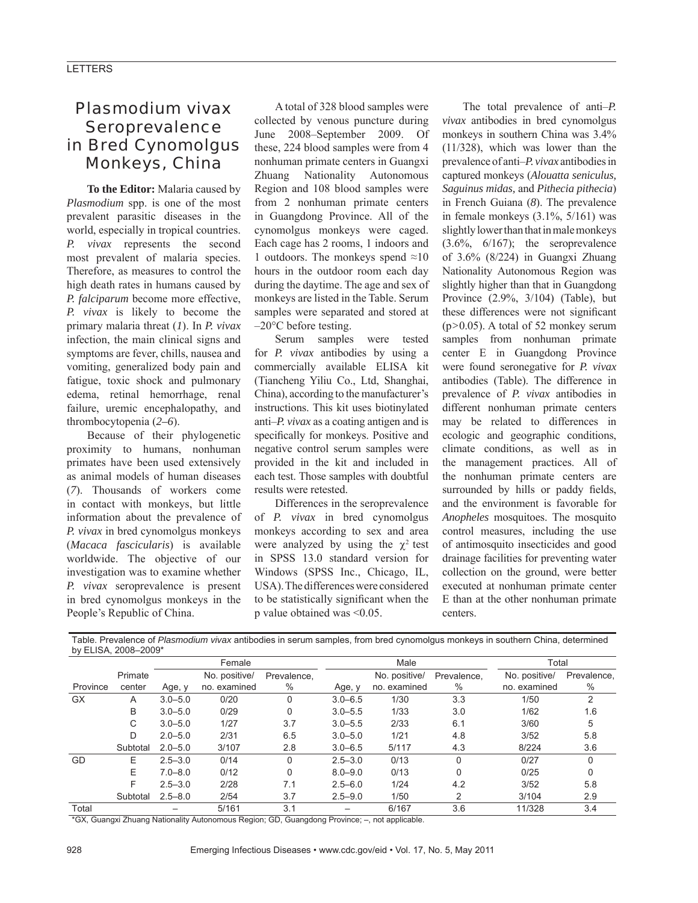# Plasmodium vivax Seroprevalence in Bred Cynomolgus Monkeys, China

**To the Editor:** Malaria caused by *Plasmodium* spp. is one of the most prevalent parasitic diseases in the world, especially in tropical countries. *P. vivax* represents the second most prevalent of malaria species. Therefore, as measures to control the high death rates in humans caused by *P. falciparum* become more effective, *P. vivax* is likely to become the primary malaria threat (*1*). In *P. vivax* infection, the main clinical signs and symptoms are fever, chills, nausea and vomiting, generalized body pain and fatigue, toxic shock and pulmonary edema, retinal hemorrhage, renal failure, uremic encephalopathy, and thrombocytopenia (*2–6*).

Because of their phylogenetic proximity to humans, nonhuman primates have been used extensively as animal models of human diseases (*7*). Thousands of workers come in contact with monkeys, but little information about the prevalence of *P. vivax* in bred cynomolgus monkeys (*Macaca fascicularis*) is available worldwide. The objective of our investigation was to examine whether *P. vivax* seroprevalence is present in bred cynomolgus monkeys in the People's Republic of China.

A total of 328 blood samples were collected by venous puncture during June 2008–September 2009. Of these, 224 blood samples were from 4 nonhuman primate centers in Guangxi Zhuang Nationality Autonomous Region and 108 blood samples were from 2 nonhuman primate centers in Guangdong Province. All of the cynomolgus monkeys were caged. Each cage has 2 rooms, 1 indoors and 1 outdoors. The monkeys spend ≈10 hours in the outdoor room each day during the daytime. The age and sex of monkeys are listed in the Table. Serum samples were separated and stored at –20°C before testing.

Serum samples were tested for *P. vivax* antibodies by using a commercially available ELISA kit (Tiancheng Yiliu Co., Ltd, Shanghai, China), according to the manufacturer's instructions. This kit uses biotinylated anti–*P. vivax* as a coating antigen and is specifically for monkeys. Positive and negative control serum samples were provided in the kit and included in each test. Those samples with doubtful results were retested.

Differences in the seroprevalence of *P. vivax* in bred cynomolgus monkeys according to sex and area were analyzed by using the $\chi^2$ test in SPSS 13.0 standard version for Windows (SPSS Inc., Chicago, IL, USA). The differences were considered to be statistically significant when the p value obtained was <0.05.

The total prevalence of anti–*P. vivax* antibodies in bred cynomolgus monkeys in southern China was 3.4% (11/328), which was lower than the prevalence of anti–*P. vivax* antibodies in captured monkeys (*Alouatta seniculus, Saguinus midas,* and *Pithecia pithecia*) in French Guiana (*8*). The prevalence in female monkeys (3.1%, 5/161) was slightly lower than that in male monkeys (3.6%, 6/167); the seroprevalence of 3.6% (8/224) in Guangxi Zhuang Nationality Autonomous Region was slightly higher than that in Guangdong Province (2.9%, 3/104) (Table), but these differences were not significant ($p > 0.05$). A total of 52 monkey serum samples from nonhuman primate center E in Guangdong Province were found seronegative for *P. vivax* antibodies (Table). The difference in prevalence of *P. vivax* antibodies in different nonhuman primate centers may be related to differences in ecologic and geographic conditions, climate conditions, as well as in the management practices. All of the nonhuman primate centers are surrounded by hills or paddy fields, and the environment is favorable for *Anopheles* mosquitoes. The mosquito control measures, including the use of antimosquito insecticides and good drainage facilities for preventing water collection on the ground, were better executed at nonhuman primate center E than at the other nonhuman primate centers.

Table. Prevalence of *Plasmodium vivax* antibodies in serum samples, from bred cynomolgus monkeys in southern China, determined by ELISA, 2008–2009*

| | | Female | | | Male | | | Total | |
|---|---|---|---|---|---|---|---|---|---|
| Province | Primate center | Age, y | No. positive/ no. examined | Prevalence, % | Age, y | No. positive/ no. examined | Prevalence, % | No. positive/ no. examined | Prevalence, % |
| GX | A | 3.0–5.0 | 0/20 | 0 | 3.0–6.5 | 1/30 | 3.3 | 1/50 | 2 |
| | B | 3.0–5.0 | 0/29 | 0 | 3.0–5.5 | 1/33 | 3.0 | 1/62 | 1.6 |
| | C | 3.0–5.0 | 1/27 | 3.7 | 3.0–5.5 | 2/33 | 6.1 | 3/60 | 5 |
| | D | 2.0–5.0 | 2/31 | 6.5 | 3.0–5.0 | 1/21 | 4.8 | 3/52 | 5.8 |
| | Subtotal | 2.0–5.0 | 3/107 | 2.8 | 3.0–6.5 | 5/117 | 4.3 | 8/224 | 3.6 |
| GD | E | 2.5–3.0 | 0/14 | 0 | 2.5–3.0 | 0/13 | 0 | 0/27 | 0 |
| | E | 7.0–8.0 | 0/12 | 0 | 8.0–9.0 | 0/13 | 0 | 0/25 | 0 |
| | F | 2.5–3.0 | 2/28 | 7.1 | 2.5–6.0 | 1/24 | 4.2 | 3/52 | 5.8 |
| | Subtotal | 2.5–8.0 | 2/54 | 3.7 | 2.5–9.0 | 1/50 | 2 | 3/104 | 2.9 |
| Total | | – | 5/161 | 3.1 | – | 6/167 | 3.6 | 11/328 | 3.4 |

*GX, Guangxi Zhuang Nationality Autonomous Region; GD, Guangdong Province; –, not applicable.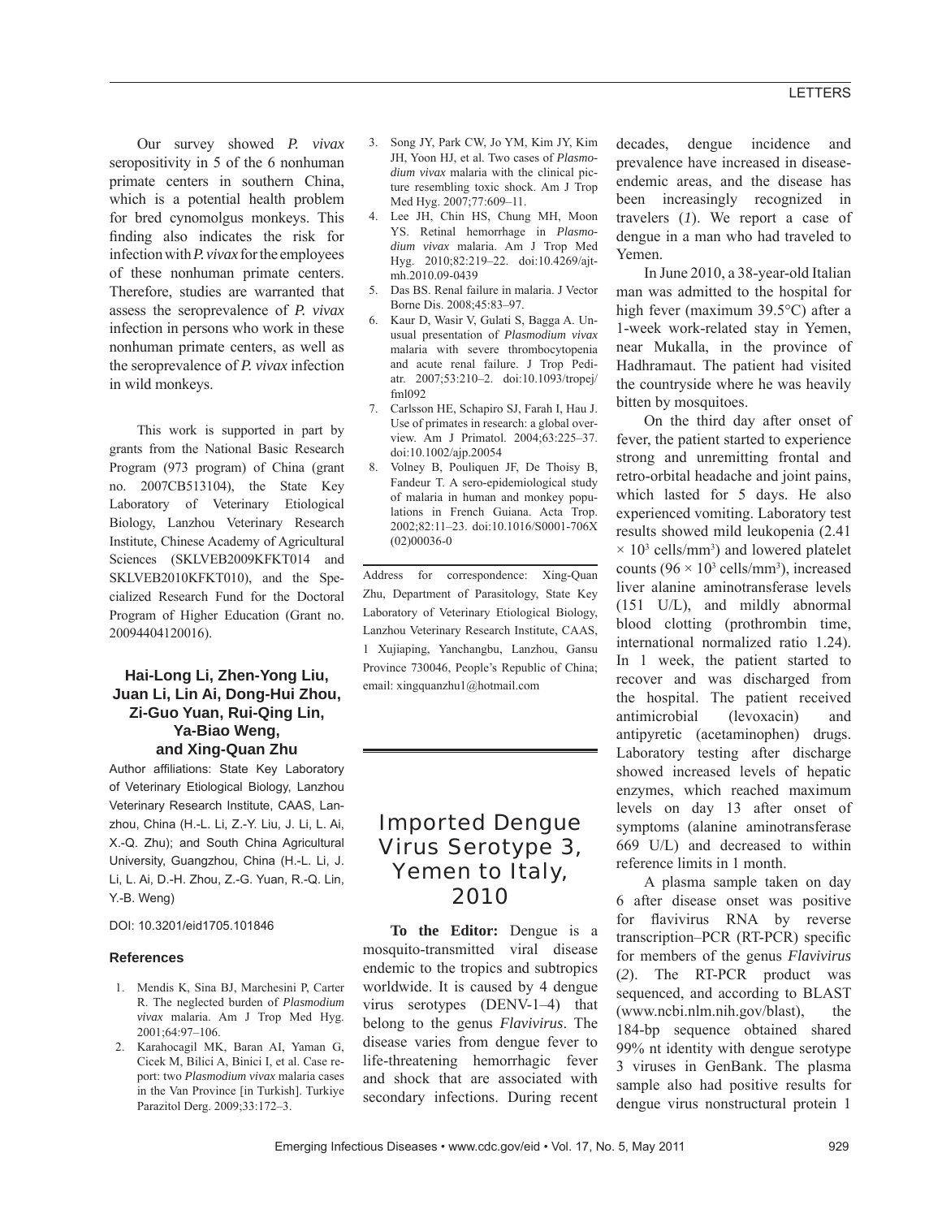Our survey showed *P. vivax* seropositivity in 5 of the 6 nonhuman primate centers in southern China, which is a potential health problem for bred cynomolgus monkeys. This finding also indicates the risk for infection with *P. vivax* for the employees of these nonhuman primate centers. Therefore, studies are warranted that assess the seroprevalence of *P. vivax* infection in persons who work in these nonhuman primate centers, as well as the seroprevalence of *P. vivax* infection in wild monkeys.

This work is supported in part by grants from the National Basic Research Program (973 program) of China (grant no. 2007CB513104), the State Key Laboratory of Veterinary Etiological Biology, Lanzhou Veterinary Research Institute, Chinese Academy of Agricultural Sciences (SKLVEB2009KFKT014 and SKLVEB2010KFKT010), and the Specialized Research Fund for the Doctoral Program of Higher Education (Grant no. 20094404120016).

**Hai-Long Li, Zhen-Yong Liu, Juan Li, Lin Ai, Dong-Hui Zhou, Zi-Guo Yuan, Rui-Qing Lin, Ya-Biao Weng, and Xing-Quan Zhu**

Author affiliations: State Key Laboratory of Veterinary Etiological Biology, Lanzhou Veterinary Research Institute, CAAS, Lanzhou, China (H.-L. Li, Z.-Y. Liu, J. Li, L. Ai, X.-Q. Zhu); and South China Agricultural University, Guangzhou, China (H.-L. Li, J. Li, L. Ai, D.-H. Zhou, Z.-G. Yuan, R.-Q. Lin, Y.-B. Weng)

DOI: 10.3201/eid1705.101846

### References

1. Mendis K, Sina BJ, Marchesini P, Carter R. The neglected burden of *Plasmodium vivax* malaria. Am J Trop Med Hyg. 2001;64:97–106.
2. Karahocagil MK, Baran AI, Yaman G, Cicek M, Bilici A, Binici I, et al. Case report: two *Plasmodium vivax* malaria cases in the Van Province [in Turkish]. Turkiye Parazitol Derg. 2009;33:172–3.
3. Song JY, Park CW, Jo YM, Kim JY, Kim JH, Yoon HJ, et al. Two cases of *Plasmodium vivax* malaria with the clinical picture resembling toxic shock. Am J Trop Med Hyg. 2007;77:609–11.
4. Lee JH, Chin HS, Chung MH, Moon YS. Retinal hemorrhage in *Plasmodium vivax* malaria. Am J Trop Med Hyg. 2010;82:219–22. doi:10.4269/ajtmh.2010.09-0439
5. Das BS. Renal failure in malaria. J Vector Borne Dis. 2008;45:83–97.
6. Kaur D, Wasir V, Gulati S, Bagga A. Unusual presentation of *Plasmodium vivax* malaria with severe thrombocytopenia and acute renal failure. J Trop Pediatr. 2007;53:210–2. doi:10.1093/tropej/fml092
7. Carlsson HE, Schapiro SJ, Farah I, Hau J. Use of primates in research: a global overview. Am J Primatol. 2004;63:225–37. doi:10.1002/ajp.20054
8. Volney B, Pouliquen JF, De Thoisy B, Fandeur T. A sero-epidemiological study of malaria in human and monkey populations in French Guiana. Acta Trop. 2002;82:11–23. doi:10.1016/S0001-706X(02)00036-0

Address for correspondence: Xing-Quan Zhu, Department of Parasitology, State Key Laboratory of Veterinary Etiological Biology, Lanzhou Veterinary Research Institute, CAAS, 1 Xujiaping, Yanchangbu, Lanzhou, Gansu Province 730046, People's Republic of China; email: xingquanzhu1@hotmail.com

# Imported Dengue Virus Serotype 3, Yemen to Italy, 2010

**To the Editor:** Dengue is a mosquito-transmitted viral disease endemic to the tropics and subtropics worldwide. It is caused by 4 dengue virus serotypes (DENV-1–4) that belong to the genus *Flavivirus*. The disease varies from dengue fever to life-threatening hemorrhagic fever and shock that are associated with secondary infections. During recent decades, dengue incidence and prevalence have increased in disease-endemic areas, and the disease has been increasingly recognized in travelers (*1*). We report a case of dengue in a man who had traveled to Yemen.

In June 2010, a 38-year-old Italian man was admitted to the hospital for high fever (maximum 39.5°C) after a 1-week work-related stay in Yemen, near Mukalla, in the province of Hadhramaut. The patient had visited the countryside where he was heavily bitten by mosquitoes.

On the third day after onset of fever, the patient started to experience strong and unremitting frontal and retro-orbital headache and joint pains, which lasted for 5 days. He also experienced vomiting. Laboratory test results showed mild leukopenia ($2.41 \times 10^3$ cells/mm$^3$) and lowered platelet counts ($96 \times 10^3$ cells/mm$^3$), increased liver alanine aminotransferase levels (151 U/L), and mildly abnormal blood clotting (prothrombin time, international normalized ratio 1.24). In 1 week, the patient started to recover and was discharged from the hospital. The patient received antimicrobial (levoxacin) and antipyretic (acetaminophen) drugs. Laboratory testing after discharge showed increased levels of hepatic enzymes, which reached maximum levels on day 13 after onset of symptoms (alanine aminotransferase 669 U/L) and decreased to within reference limits in 1 month.

A plasma sample taken on day 6 after disease onset was positive for flavivirus RNA by reverse transcription–PCR (RT-PCR) specific for members of the genus *Flavivirus* (*2*). The RT-PCR product was sequenced, and according to BLAST (www.ncbi.nlm.nih.gov/blast), the 184-bp sequence obtained shared 99% nt identity with dengue serotype 3 viruses in GenBank. The plasma sample also had positive results for dengue virus nonstructural protein 1